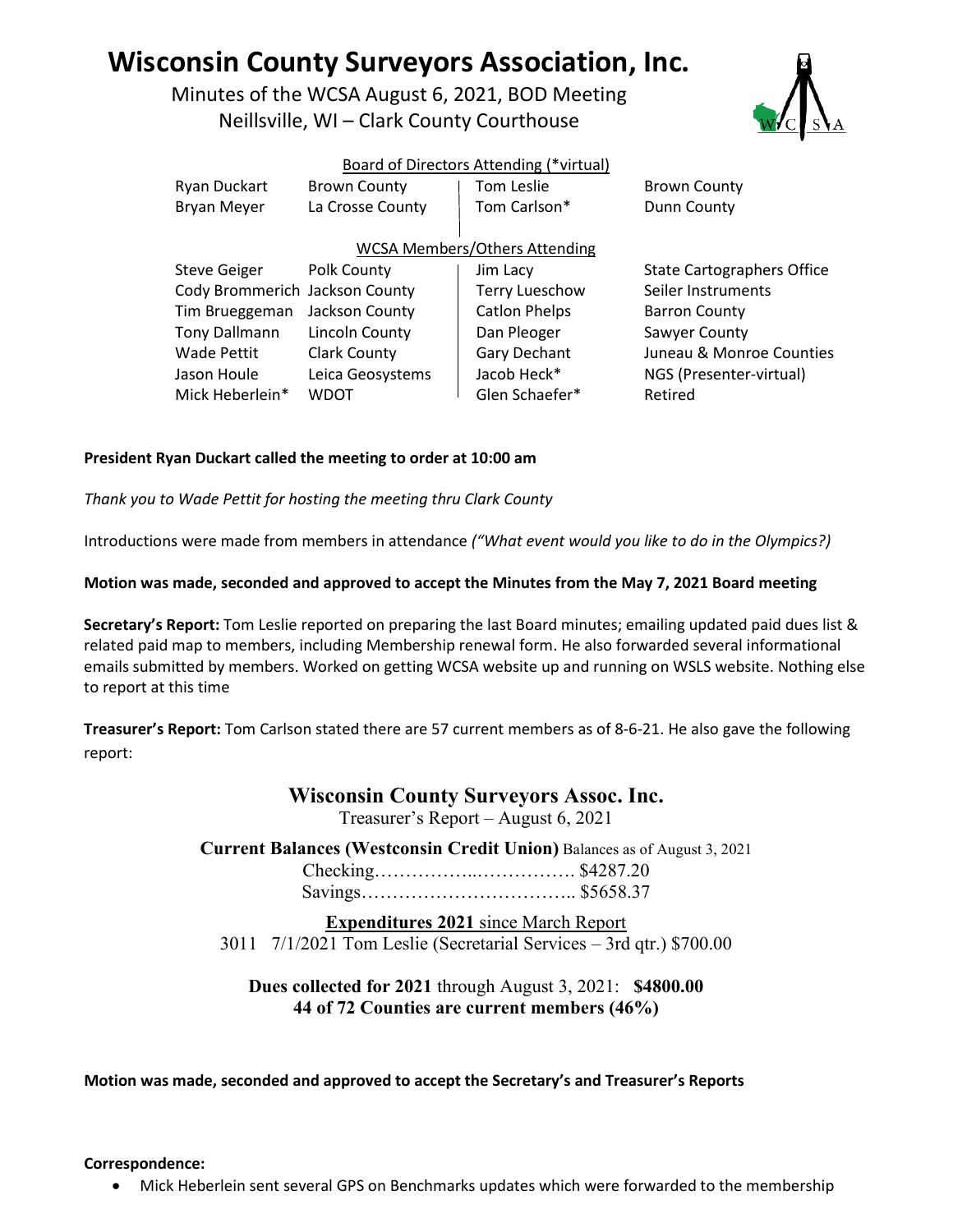# Wisconsin County Surveyors Association, Inc.

Minutes of the WCSA August 6, 2021, BOD Meeting
Neillsville, WI – Clark County Courthouse

Board of Directors Attending (*virtual)

| | | | |
|---|---|---|---|
| Ryan Duckart | Brown County | Tom Leslie | Brown County |
| Bryan Meyer | La Crosse County | Tom Carlson* | Dunn County |

WCSA Members/Others Attending

| | | | |
|---|---|---|---|
| Steve Geiger | Polk County | Jim Lacy | State Cartographers Office |
| Cody Brommerich | Jackson County | Terry Lueschow | Seiler Instruments |
| Tim Brueggeman | Jackson County | Catlon Phelps | Barron County |
| Tony Dallmann | Lincoln County | Dan Pleoger | Sawyer County |
| Wade Pettit | Clark County | Gary Dechant | Juneau & Monroe Counties |
| Jason Houle | Leica Geosystems | Jacob Heck* | NGS (Presenter-virtual) |
| Mick Heberlein* | WDOT | Glen Schaefer* | Retired |

**President Ryan Duckart called the meeting to order at 10:00 am**

*Thank you to Wade Pettit for hosting the meeting thru Clark County*

Introductions were made from members in attendance *("What event would you like to do in the Olympics?)*

**Motion was made, seconded and approved to accept the Minutes from the May 7, 2021 Board meeting**

**Secretary's Report:** Tom Leslie reported on preparing the last Board minutes; emailing updated paid dues list & related paid map to members, including Membership renewal form. He also forwarded several informational emails submitted by members. Worked on getting WCSA website up and running on WSLS website. Nothing else to report at this time

**Treasurer's Report:** Tom Carlson stated there are 57 current members as of 8-6-21. He also gave the following report:

**Wisconsin County Surveyors Assoc. Inc.**
Treasurer's Report – August 6, 2021

**Current Balances (Westconsin Credit Union)** Balances as of August 3, 2021
Checking……………..……………. $4287.20
Savings…………………………….. $5658.37

**Expenditures 2021** since March Report
3011 7/1/2021 Tom Leslie (Secretarial Services – 3rd qtr.) $700.00

**Dues collected for 2021** through August 3, 2021: **$4800.00**
**44 of 72 Counties are current members (46%)**

**Motion was made, seconded and approved to accept the Secretary's and Treasurer's Reports**

**Correspondence:**

- Mick Heberlein sent several GPS on Benchmarks updates which were forwarded to the membership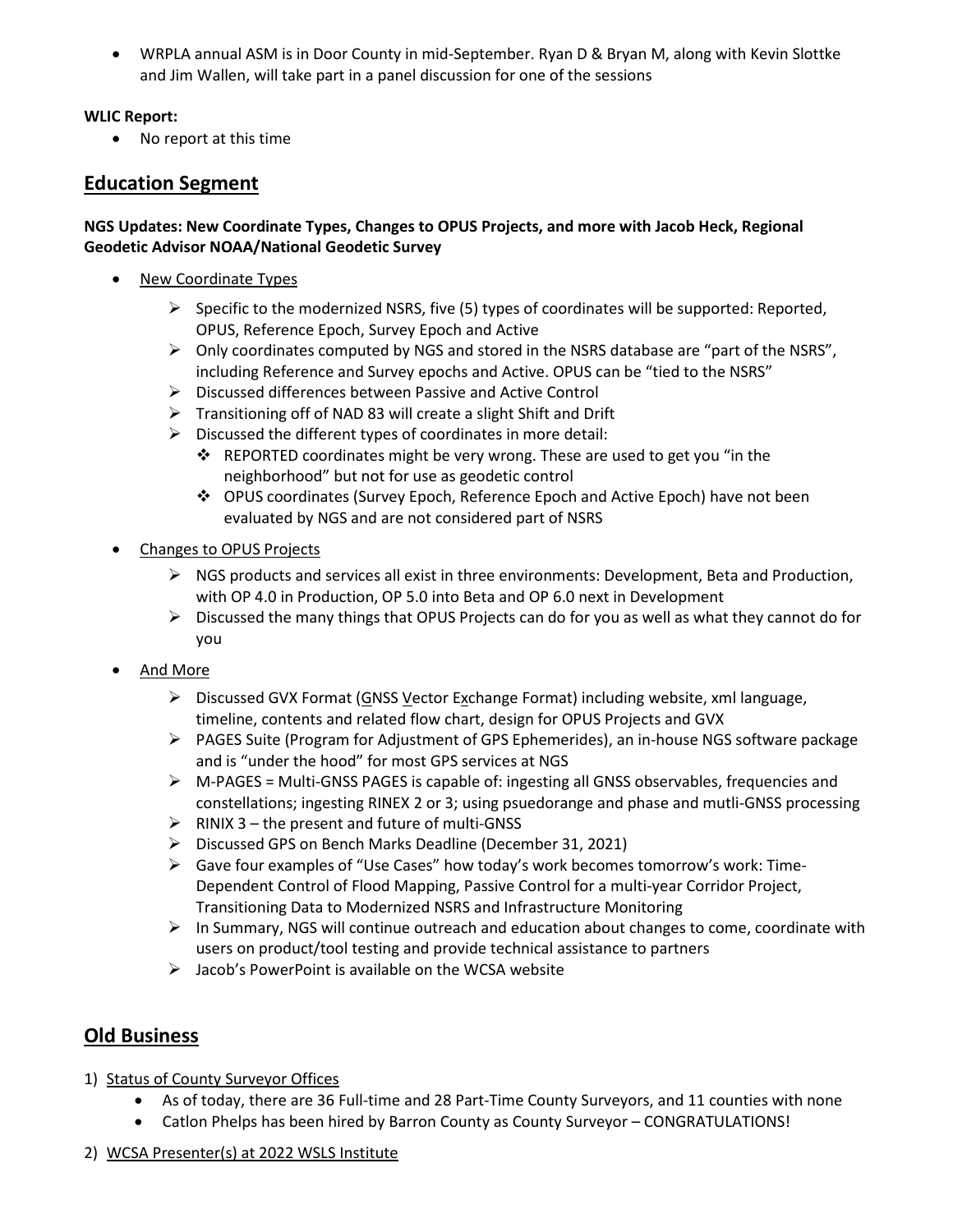- WRPLA annual ASM is in Door County in mid-September. Ryan D & Bryan M, along with Kevin Slottke and Jim Wallen, will take part in a panel discussion for one of the sessions

**WLIC Report:**

- No report at this time

## Education Segment

**NGS Updates: New Coordinate Types, Changes to OPUS Projects, and more with Jacob Heck, Regional Geodetic Advisor NOAA/National Geodetic Survey**

- New Coordinate Types
  - Specific to the modernized NSRS, five (5) types of coordinates will be supported: Reported, OPUS, Reference Epoch, Survey Epoch and Active
  - Only coordinates computed by NGS and stored in the NSRS database are "part of the NSRS", including Reference and Survey epochs and Active. OPUS can be "tied to the NSRS"
  - Discussed differences between Passive and Active Control
  - Transitioning off of NAD 83 will create a slight Shift and Drift
  - Discussed the different types of coordinates in more detail:
    - REPORTED coordinates might be very wrong. These are used to get you "in the neighborhood" but not for use as geodetic control
    - OPUS coordinates (Survey Epoch, Reference Epoch and Active Epoch) have not been evaluated by NGS and are not considered part of NSRS
- Changes to OPUS Projects
  - NGS products and services all exist in three environments: Development, Beta and Production, with OP 4.0 in Production, OP 5.0 into Beta and OP 6.0 next in Development
  - Discussed the many things that OPUS Projects can do for you as well as what they cannot do for you
- And More
  - Discussed GVX Format (GNSS Vector Exchange Format) including website, xml language, timeline, contents and related flow chart, design for OPUS Projects and GVX
  - PAGES Suite (Program for Adjustment of GPS Ephemerides), an in-house NGS software package and is "under the hood" for most GPS services at NGS
  - M-PAGES = Multi-GNSS PAGES is capable of: ingesting all GNSS observables, frequencies and constellations; ingesting RINEX 2 or 3; using psuedorange and phase and mutli-GNSS processing
  - RINIX 3 – the present and future of multi-GNSS
  - Discussed GPS on Bench Marks Deadline (December 31, 2021)
  - Gave four examples of "Use Cases" how today's work becomes tomorrow's work: Time-Dependent Control of Flood Mapping, Passive Control for a multi-year Corridor Project, Transitioning Data to Modernized NSRS and Infrastructure Monitoring
  - In Summary, NGS will continue outreach and education about changes to come, coordinate with users on product/tool testing and provide technical assistance to partners
  - Jacob's PowerPoint is available on the WCSA website

## Old Business

1) Status of County Surveyor Offices
   - As of today, there are 36 Full-time and 28 Part-Time County Surveyors, and 11 counties with none
   - Catlon Phelps has been hired by Barron County as County Surveyor – CONGRATULATIONS!
2) WCSA Presenter(s) at 2022 WSLS Institute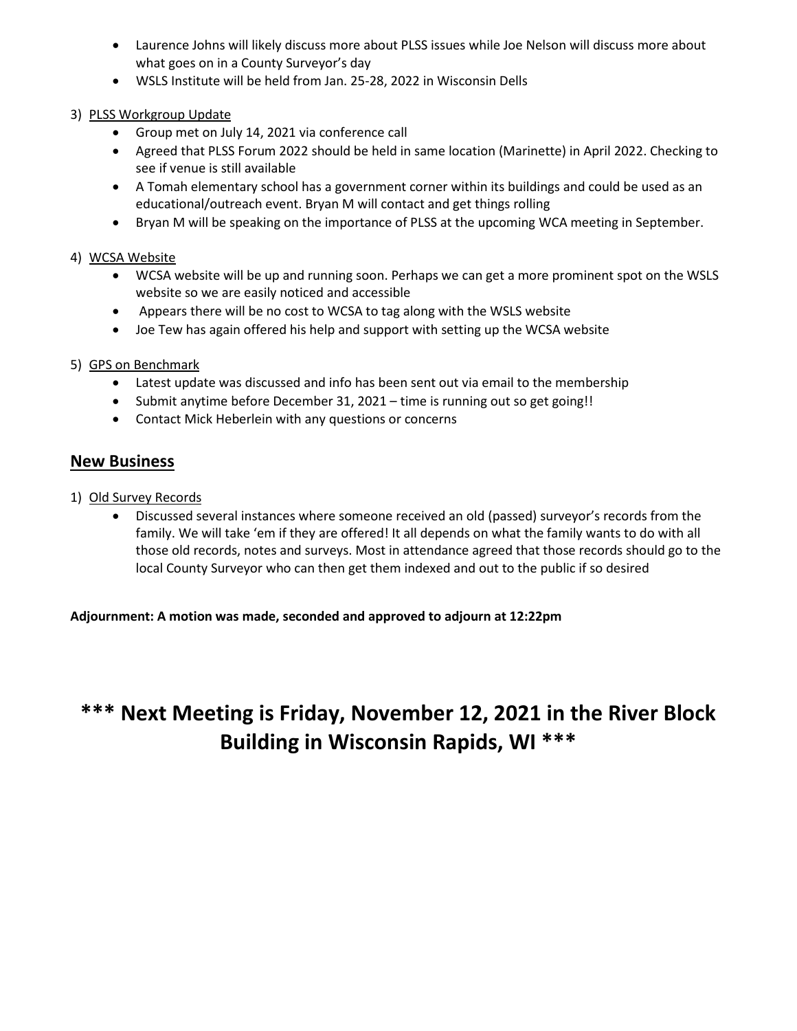- Laurence Johns will likely discuss more about PLSS issues while Joe Nelson will discuss more about what goes on in a County Surveyor's day
- WSLS Institute will be held from Jan. 25-28, 2022 in Wisconsin Dells

3) PLSS Workgroup Update
   - Group met on July 14, 2021 via conference call
   - Agreed that PLSS Forum 2022 should be held in same location (Marinette) in April 2022. Checking to see if venue is still available
   - A Tomah elementary school has a government corner within its buildings and could be used as an educational/outreach event. Bryan M will contact and get things rolling
   - Bryan M will be speaking on the importance of PLSS at the upcoming WCA meeting in September.

4) WCSA Website
   - WCSA website will be up and running soon. Perhaps we can get a more prominent spot on the WSLS website so we are easily noticed and accessible
   - Appears there will be no cost to WCSA to tag along with the WSLS website
   - Joe Tew has again offered his help and support with setting up the WCSA website

5) GPS on Benchmark
   - Latest update was discussed and info has been sent out via email to the membership
   - Submit anytime before December 31, 2021 – time is running out so get going!!
   - Contact Mick Heberlein with any questions or concerns

## New Business

1) Old Survey Records
   - Discussed several instances where someone received an old (passed) surveyor's records from the family. We will take 'em if they are offered! It all depends on what the family wants to do with all those old records, notes and surveys. Most in attendance agreed that those records should go to the local County Surveyor who can then get them indexed and out to the public if so desired

**Adjournment: A motion was made, seconded and approved to adjourn at 12:22pm**

# *** Next Meeting is Friday, November 12, 2021 in the River Block Building in Wisconsin Rapids, WI ***